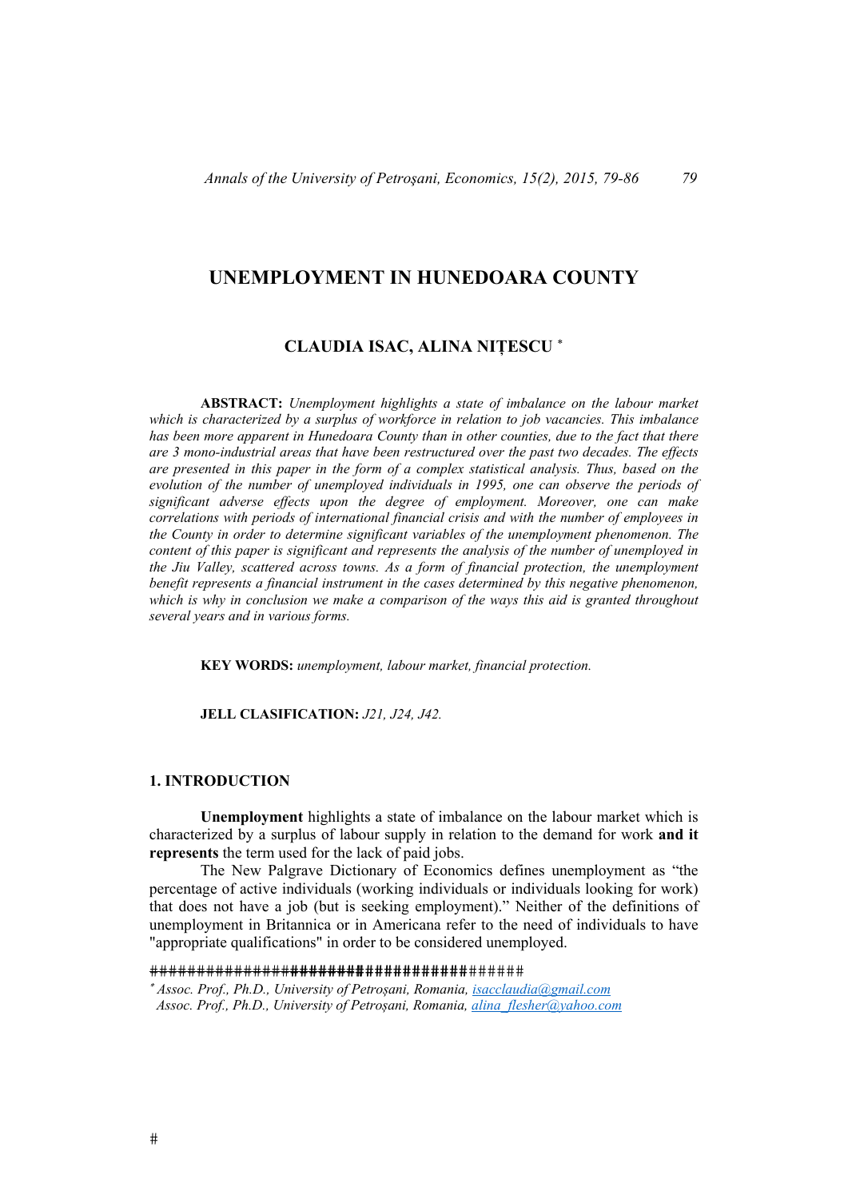# UNEMPLOYMENT IN HUNEDOARA COUNTY

### CLAUDIA ISAC, ALINA NIȚESCU *

**ABSTRACT:** *Unemployment highlights a state of imbalance on the labour market which is characterized by a surplus of workforce in relation to job vacancies. This imbalance has been more apparent in Hunedoara County than in other counties, due to the fact that there are 3 mono-industrial areas that have been restructured over the past two decades. The effects are presented in this paper in the form of a complex statistical analysis. Thus, based on the evolution of the number of unemployed individuals in 1995, one can observe the periods of significant adverse effects upon the degree of employment. Moreover, one can make correlations with periods of international financial crisis and with the number of employees in the County in order to determine significant variables of the unemployment phenomenon. The content of this paper is significant and represents the analysis of the number of unemployed in the Jiu Valley, scattered across towns. As a form of financial protection, the unemployment benefit represents a financial instrument in the cases determined by this negative phenomenon, which is why in conclusion we make a comparison of the ways this aid is granted throughout several years and in various forms.*

**KEY WORDS:** *unemployment, labour market, financial protection.*

**JELL CLASIFICATION:** *J21, J24, J42.*

## 1. INTRODUCTION

**Unemployment** highlights a state of imbalance on the labour market which is characterized by a surplus of labour supply in relation to the demand for work **and it represents** the term used for the lack of paid jobs.

The New Palgrave Dictionary of Economics defines unemployment as "the percentage of active individuals (working individuals or individuals looking for work) that does not have a job (but is seeking employment)." Neither of the definitions of unemployment in Britannica or in Americana refer to the need of individuals to have "appropriate qualifications" in order to be considered unemployed.

---

\* *Assoc. Prof., Ph.D., University of Petroșani, Romania, isacclaudia@gmail.com*
*Assoc. Prof., Ph.D., University of Petroșani, Romania, alina_flesher@yahoo.com*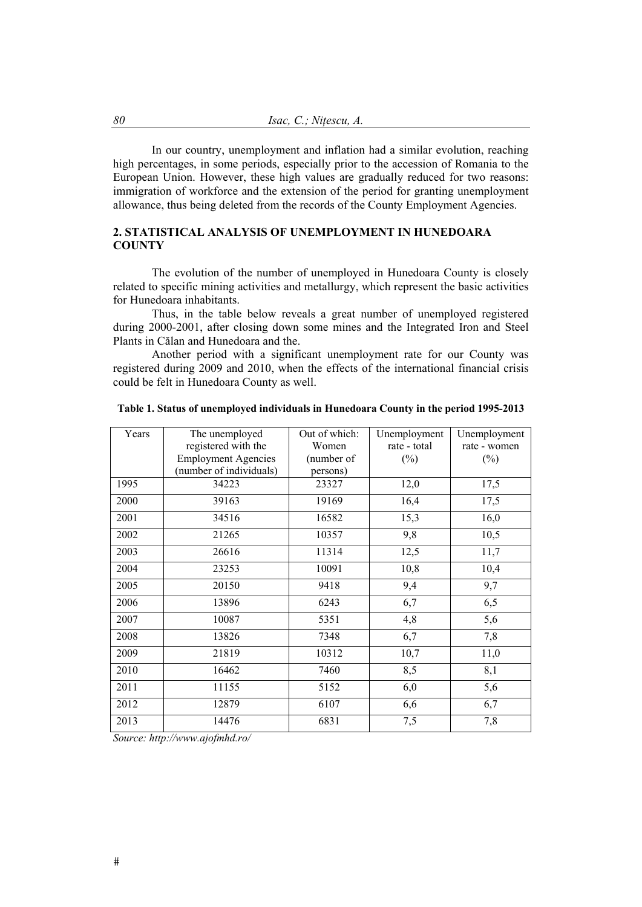In our country, unemployment and inflation had a similar evolution, reaching high percentages, in some periods, especially prior to the accession of Romania to the European Union. However, these high values are gradually reduced for two reasons: immigration of workforce and the extension of the period for granting unemployment allowance, thus being deleted from the records of the County Employment Agencies.

## 2. STATISTICAL ANALYSIS OF UNEMPLOYMENT IN HUNEDOARA COUNTY

The evolution of the number of unemployed in Hunedoara County is closely related to specific mining activities and metallurgy, which represent the basic activities for Hunedoara inhabitants.

Thus, in the table below reveals a great number of unemployed registered during 2000-2001, after closing down some mines and the Integrated Iron and Steel Plants in Călan and Hunedoara and the.

Another period with a significant unemployment rate for our County was registered during 2009 and 2010, when the effects of the international financial crisis could be felt in Hunedoara County as well.

**Table 1. Status of unemployed individuals in Hunedoara County in the period 1995-2013**

| Years | The unemployed registered with the Employment Agencies (number of individuals) | Out of which: Women (number of persons) | Unemployment rate - total (%) | Unemployment rate - women (%) |
|---|---|---|---|---|
| 1995 | 34223 | 23327 | 12,0 | 17,5 |
| 2000 | 39163 | 19169 | 16,4 | 17,5 |
| 2001 | 34516 | 16582 | 15,3 | 16,0 |
| 2002 | 21265 | 10357 | 9,8 | 10,5 |
| 2003 | 26616 | 11314 | 12,5 | 11,7 |
| 2004 | 23253 | 10091 | 10,8 | 10,4 |
| 2005 | 20150 | 9418 | 9,4 | 9,7 |
| 2006 | 13896 | 6243 | 6,7 | 6,5 |
| 2007 | 10087 | 5351 | 4,8 | 5,6 |
| 2008 | 13826 | 7348 | 6,7 | 7,8 |
| 2009 | 21819 | 10312 | 10,7 | 11,0 |
| 2010 | 16462 | 7460 | 8,5 | 8,1 |
| 2011 | 11155 | 5152 | 6,0 | 5,6 |
| 2012 | 12879 | 6107 | 6,6 | 6,7 |
| 2013 | 14476 | 6831 | 7,5 | 7,8 |

*Source: http://www.ajofmhd.ro/*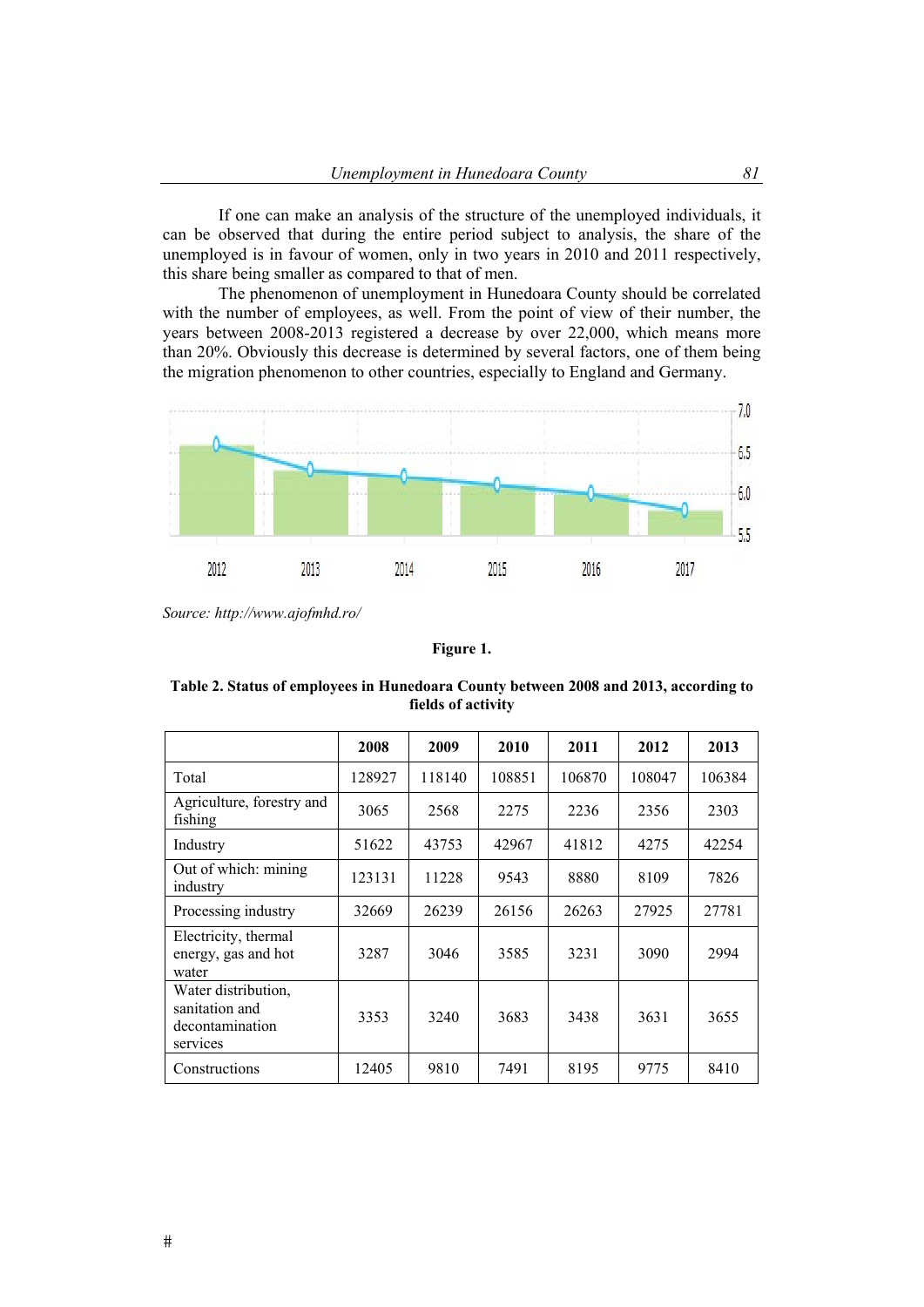If one can make an analysis of the structure of the unemployed individuals, it can be observed that during the entire period subject to analysis, the share of the unemployed is in favour of women, only in two years in 2010 and 2011 respectively, this share being smaller as compared to that of men.

The phenomenon of unemployment in Hunedoara County should be correlated with the number of employees, as well. From the point of view of their number, the years between 2008-2013 registered a decrease by over 22,000, which means more than 20%. Obviously this decrease is determined by several factors, one of them being the migration phenomenon to other countries, especially to England and Germany.

*Source: http://www.ajofmhd.ro/*

**Figure 1.**

**Table 2. Status of employees in Hunedoara County between 2008 and 2013, according to fields of activity**

| | 2008 | 2009 | 2010 | 2011 | 2012 | 2013 |
|---|---|---|---|---|---|---|
| Total | 128927 | 118140 | 108851 | 106870 | 108047 | 106384 |
| Agriculture, forestry and fishing | 3065 | 2568 | 2275 | 2236 | 2356 | 2303 |
| Industry | 51622 | 43753 | 42967 | 41812 | 4275 | 42254 |
| Out of which: mining industry | 123131 | 11228 | 9543 | 8880 | 8109 | 7826 |
| Processing industry | 32669 | 26239 | 26156 | 26263 | 27925 | 27781 |
| Electricity, thermal energy, gas and hot water | 3287 | 3046 | 3585 | 3231 | 3090 | 2994 |
| Water distribution, sanitation and decontamination services | 3353 | 3240 | 3683 | 3438 | 3631 | 3655 |
| Constructions | 12405 | 9810 | 7491 | 8195 | 9775 | 8410 |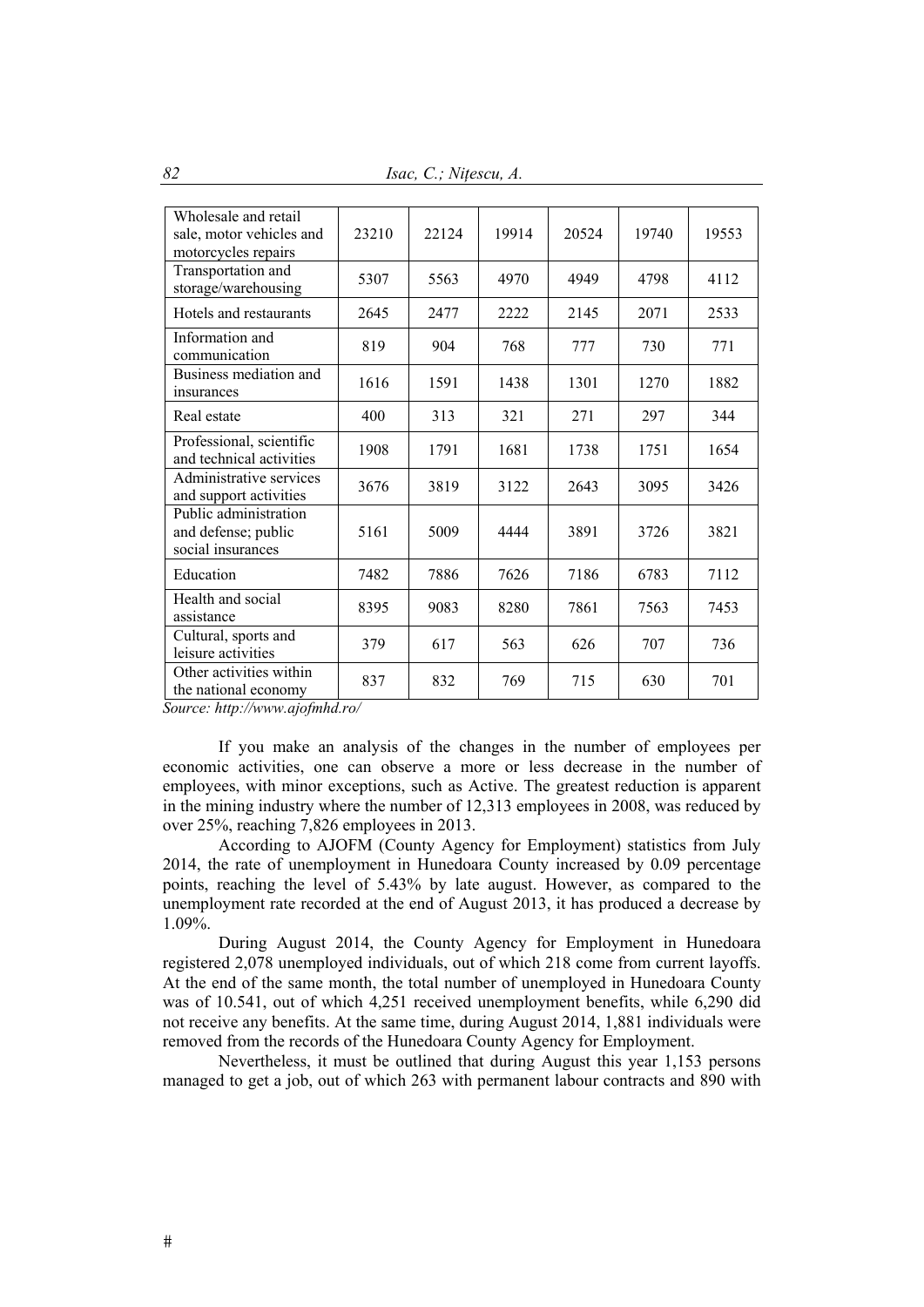| | | | | | | |
|---|---|---|---|---|---|---|
| Wholesale and retail sale, motor vehicles and motorcycles repairs | 23210 | 22124 | 19914 | 20524 | 19740 | 19553 |
| Transportation and storage/warehousing | 5307 | 5563 | 4970 | 4949 | 4798 | 4112 |
| Hotels and restaurants | 2645 | 2477 | 2222 | 2145 | 2071 | 2533 |
| Information and communication | 819 | 904 | 768 | 777 | 730 | 771 |
| Business mediation and insurances | 1616 | 1591 | 1438 | 1301 | 1270 | 1882 |
| Real estate | 400 | 313 | 321 | 271 | 297 | 344 |
| Professional, scientific and technical activities | 1908 | 1791 | 1681 | 1738 | 1751 | 1654 |
| Administrative services and support activities | 3676 | 3819 | 3122 | 2643 | 3095 | 3426 |
| Public administration and defense; public social insurances | 5161 | 5009 | 4444 | 3891 | 3726 | 3821 |
| Education | 7482 | 7886 | 7626 | 7186 | 6783 | 7112 |
| Health and social assistance | 8395 | 9083 | 8280 | 7861 | 7563 | 7453 |
| Cultural, sports and leisure activities | 379 | 617 | 563 | 626 | 707 | 736 |
| Other activities within the national economy | 837 | 832 | 769 | 715 | 630 | 701 |

*Source: http://www.ajofmhd.ro/*

If you make an analysis of the changes in the number of employees per economic activities, one can observe a more or less decrease in the number of employees, with minor exceptions, such as Active. The greatest reduction is apparent in the mining industry where the number of 12,313 employees in 2008, was reduced by over 25%, reaching 7,826 employees in 2013.

According to AJOFM (County Agency for Employment) statistics from July 2014, the rate of unemployment in Hunedoara County increased by 0.09 percentage points, reaching the level of 5.43% by late august. However, as compared to the unemployment rate recorded at the end of August 2013, it has produced a decrease by 1.09%.

During August 2014, the County Agency for Employment in Hunedoara registered 2,078 unemployed individuals, out of which 218 come from current layoffs. At the end of the same month, the total number of unemployed in Hunedoara County was of 10.541, out of which 4,251 received unemployment benefits, while 6,290 did not receive any benefits. At the same time, during August 2014, 1,881 individuals were removed from the records of the Hunedoara County Agency for Employment.

Nevertheless, it must be outlined that during August this year 1,153 persons managed to get a job, out of which 263 with permanent labour contracts and 890 with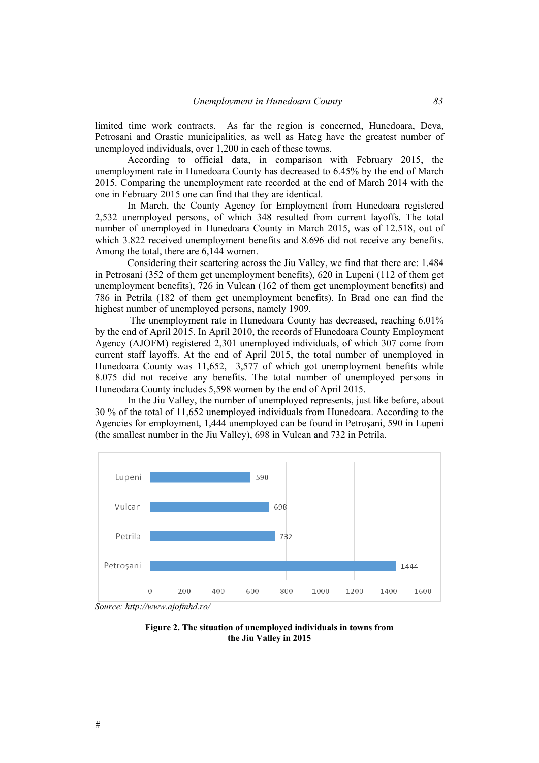limited time work contracts. As far the region is concerned, Hunedoara, Deva, Petrosani and Orastie municipalities, as well as Hateg have the greatest number of unemployed individuals, over 1,200 in each of these towns.

According to official data, in comparison with February 2015, the unemployment rate in Hunedoara County has decreased to 6.45% by the end of March 2015. Comparing the unemployment rate recorded at the end of March 2014 with the one in February 2015 one can find that they are identical.

In March, the County Agency for Employment from Hunedoara registered 2,532 unemployed persons, of which 348 resulted from current layoffs. The total number of unemployed in Hunedoara County in March 2015, was of 12.518, out of which 3.822 received unemployment benefits and 8.696 did not receive any benefits. Among the total, there are 6,144 women.

Considering their scattering across the Jiu Valley, we find that there are: 1.484 in Petrosani (352 of them get unemployment benefits), 620 in Lupeni (112 of them get unemployment benefits), 726 in Vulcan (162 of them get unemployment benefits) and 786 in Petrila (182 of them get unemployment benefits). In Brad one can find the highest number of unemployed persons, namely 1909.

The unemployment rate in Hunedoara County has decreased, reaching 6.01% by the end of April 2015. In April 2010, the records of Hunedoara County Employment Agency (AJOFM) registered 2,301 unemployed individuals, of which 307 come from current staff layoffs. At the end of April 2015, the total number of unemployed in Hunedoara County was 11,652, 3,577 of which got unemployment benefits while 8.075 did not receive any benefits. The total number of unemployed persons in Huneodara County includes 5,598 women by the end of April 2015.

In the Jiu Valley, the number of unemployed represents, just like before, about 30 % of the total of 11,652 unemployed individuals from Hunedoara. According to the Agencies for employment, 1,444 unemployed can be found in Petroşani, 590 in Lupeni (the smallest number in the Jiu Valley), 698 in Vulcan and 732 in Petrila.

| Town | Unemployed |
|---|---|
| Lupeni | 590 |
| Vulcan | 698 |
| Petrila | 732 |
| Petroşani | 1444 |

Source: http://www.ajofmhd.ro/

**Figure 2. The situation of unemployed individuals in towns from the Jiu Valley in 2015**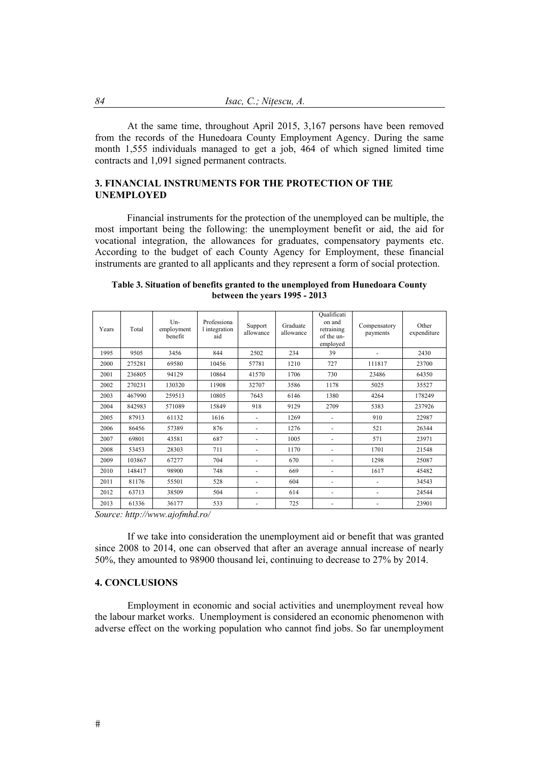At the same time, throughout April 2015, 3,167 persons have been removed from the records of the Hunedoara County Employment Agency. During the same month 1,555 individuals managed to get a job, 464 of which signed limited time contracts and 1,091 signed permanent contracts.

## 3. FINANCIAL INSTRUMENTS FOR THE PROTECTION OF THE UNEMPLOYED

Financial instruments for the protection of the unemployed can be multiple, the most important being the following: the unemployment benefit or aid, the aid for vocational integration, the allowances for graduates, compensatory payments etc. According to the budget of each County Agency for Employment, these financial instruments are granted to all applicants and they represent a form of social protection.

**Table 3. Situation of benefits granted to the unemployed from Hunedoara County between the years 1995 - 2013**

| Years | Total | Un-employment benefit | Professional integration aid | Support allowance | Graduate allowance | Qualification and retraining of the un-employed | Compensatory payments | Other expenditure |
|---|---|---|---|---|---|---|---|---|
| 1995 | 9505 | 3456 | 844 | 2502 | 234 | 39 | - | 2430 |
| 2000 | 275281 | 69580 | 10456 | 57781 | 1210 | 727 | 111817 | 23700 |
| 2001 | 236805 | 94129 | 10864 | 41570 | 1706 | 730 | 23486 | 64350 |
| 2002 | 270231 | 130320 | 11908 | 32707 | 3586 | 1178 | 5025 | 35527 |
| 2003 | 467990 | 259513 | 10805 | 7643 | 6146 | 1380 | 4264 | 178249 |
| 2004 | 842983 | 571089 | 15849 | 918 | 9129 | 2709 | 5383 | 237926 |
| 2005 | 87913 | 61132 | 1616 | - | 1269 | - | 910 | 22987 |
| 2006 | 86456 | 57389 | 876 | - | 1276 | - | 521 | 26344 |
| 2007 | 69801 | 43581 | 687 | - | 1005 | - | 571 | 23971 |
| 2008 | 53453 | 28303 | 711 | - | 1170 | - | 1701 | 21548 |
| 2009 | 103867 | 67277 | 704 | - | 670 | - | 1298 | 25087 |
| 2010 | 148417 | 98900 | 748 | - | 669 | - | 1617 | 45482 |
| 2011 | 81176 | 55501 | 528 | - | 604 | - | - | 34543 |
| 2012 | 63713 | 38509 | 504 | - | 614 | - | - | 24544 |
| 2013 | 61336 | 36177 | 533 | - | 725 | - | - | 23901 |

*Source: http://www.ajofmhd.ro/*

If we take into consideration the unemployment aid or benefit that was granted since 2008 to 2014, one can observed that after an average annual increase of nearly 50%, they amounted to 98900 thousand lei, continuing to decrease to 27% by 2014.

## 4. CONCLUSIONS

Employment in economic and social activities and unemployment reveal how the labour market works. Unemployment is considered an economic phenomenon with adverse effect on the working population who cannot find jobs. So far unemployment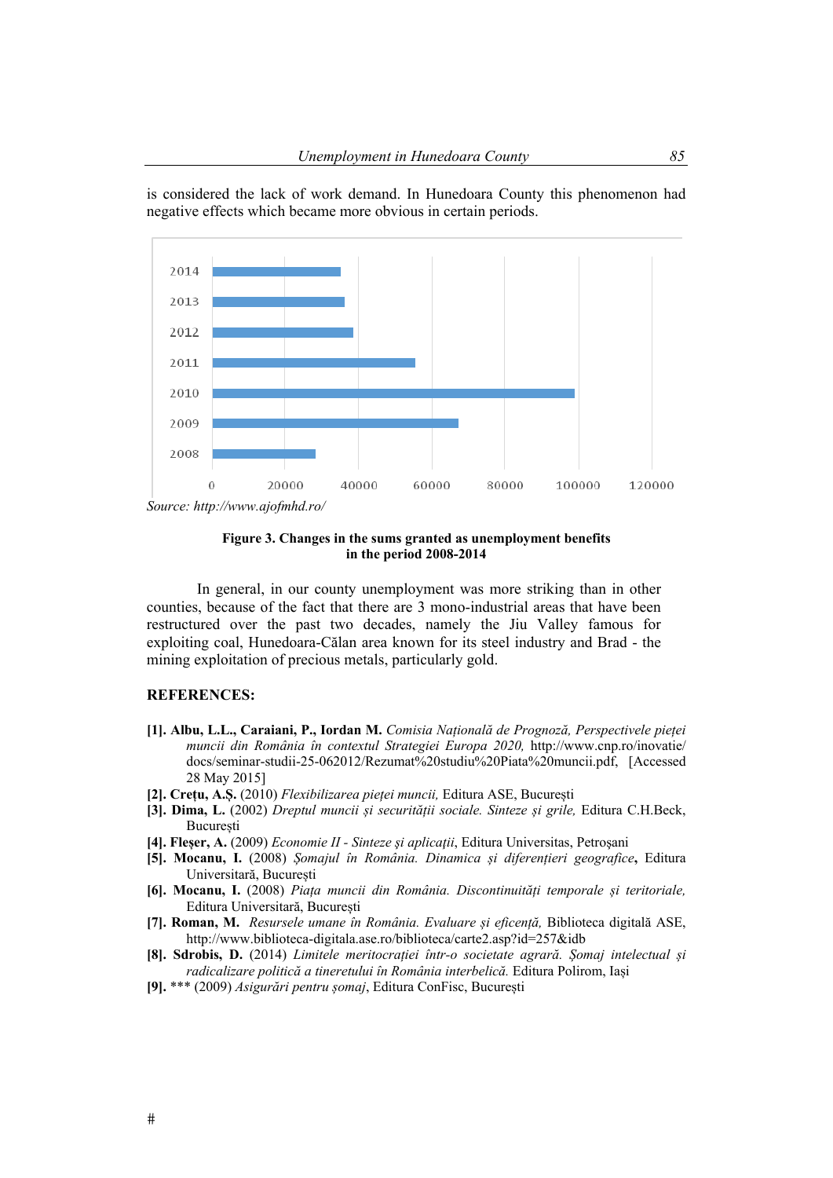is considered the lack of work demand. In Hunedoara County this phenomenon had negative effects which became more obvious in certain periods.

Source: http://www.ajofmhd.ro/

**Figure 3. Changes in the sums granted as unemployment benefits in the period 2008-2014**

In general, in our county unemployment was more striking than in other counties, because of the fact that there are 3 mono-industrial areas that have been restructured over the past two decades, namely the Jiu Valley famous for exploiting coal, Hunedoara-Călan area known for its steel industry and Brad - the mining exploitation of precious metals, particularly gold.

## REFERENCES:

[1]. **Albu, L.L., Caraiani, P., Iordan M.** *Comisia Națională de Prognoză, Perspectivele pieței muncii din România în contextul Strategiei Europa 2020,* http://www.cnp.ro/inovatie/docs/seminar-studii-25-062012/Rezumat%20studiu%20Piata%20muncii.pdf, [Accessed 28 May 2015]

[2]. **Crețu, A.Ș.** (2010) *Flexibilizarea pieței muncii,* Editura ASE, București

[3]. **Dima, L.** (2002) *Dreptul muncii și securității sociale. Sinteze și grile,* Editura C.H.Beck, București

[4]. **Fleșer, A.** (2009) *Economie II - Sinteze și aplicații*, Editura Universitas, Petroșani

[5]. **Mocanu, I.** (2008) *Șomajul în România. Dinamica și diferențieri geografice***,** Editura Universitară, București

[6]. **Mocanu, I.** (2008) *Piața muncii din România. Discontinuități temporale și teritoriale,* Editura Universitară, București

[7]. **Roman, M.** *Resursele umane în România. Evaluare și eficență,* Biblioteca digitală ASE, http://www.biblioteca-digitala.ase.ro/biblioteca/carte2.asp?id=257&idb

[8]. **Sdrobis, D.** (2014) *Limitele meritocrației într-o societate agrară. Șomaj intelectual și radicalizare politică a tineretului în România interbelică.* Editura Polirom, Iași

[9]. *** (2009) *Asigurări pentru șomaj*, Editura ConFisc, București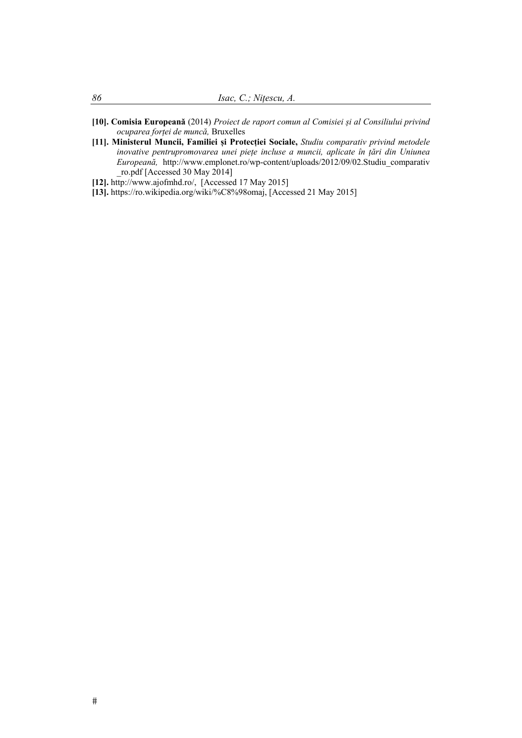**[10]. Comisia Europeană** (2014) *Proiect de raport comun al Comisiei și al Consiliului privind ocuparea forței de muncă,* Bruxelles

**[11]. Ministerul Muncii, Familiei și Protecției Sociale,** *Studiu comparativ privind metodele inovative pentrupromovarea unei piețe incluse a muncii, aplicate în țări din Uniunea Europeană,* http://www.emplonet.ro/wp-content/uploads/2012/09/02.Studiu_comparativ_ro.pdf [Accessed 30 May 2014]

**[12].** http://www.ajofmhd.ro/, [Accessed 17 May 2015]

**[13].** https://ro.wikipedia.org/wiki/%C8%98omaj, [Accessed 21 May 2015]

#